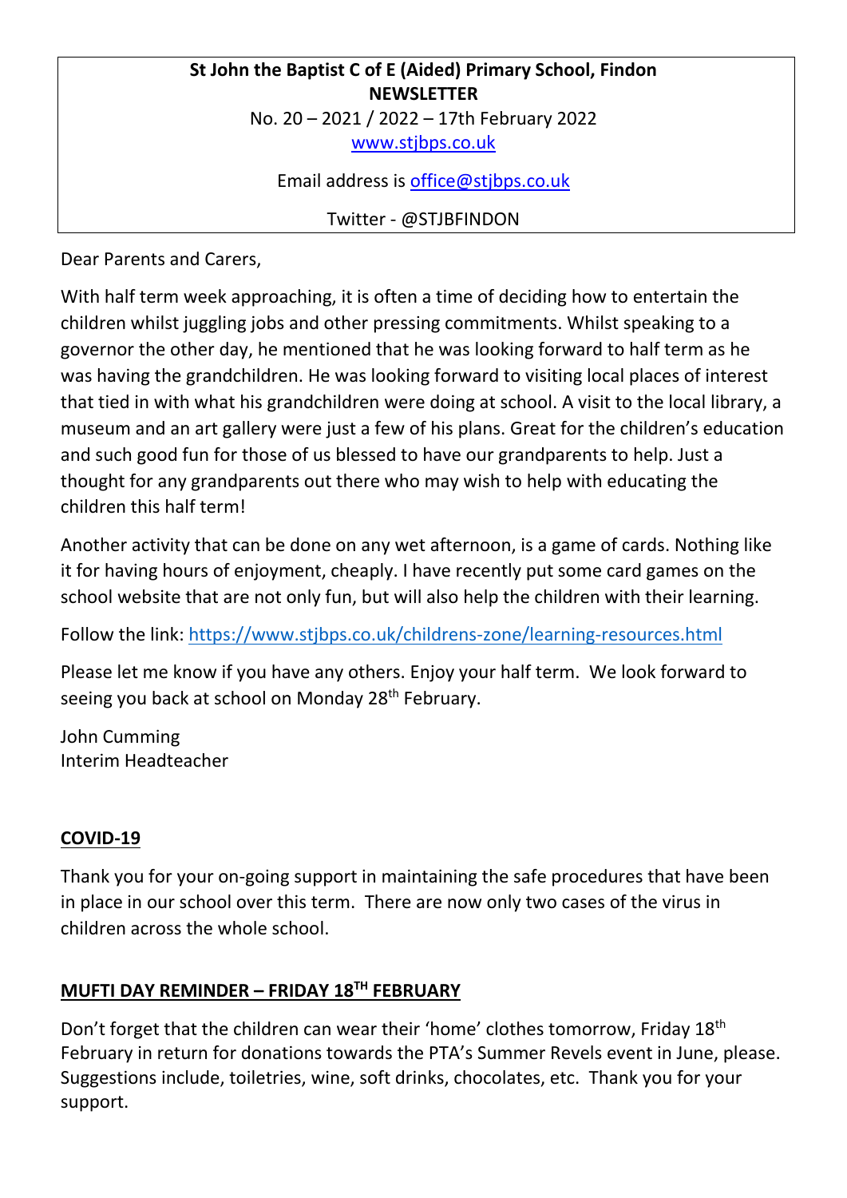**St John the Baptist C of E (Aided) Primary School, Findon**
**NEWSLETTER**
No. 20 – 2021 / 2022 – 17th February 2022
www.stjbps.co.uk

Email address is office@stjbps.co.uk

Twitter - @STJBFINDON

Dear Parents and Carers,

With half term week approaching, it is often a time of deciding how to entertain the children whilst juggling jobs and other pressing commitments. Whilst speaking to a governor the other day, he mentioned that he was looking forward to half term as he was having the grandchildren. He was looking forward to visiting local places of interest that tied in with what his grandchildren were doing at school. A visit to the local library, a museum and an art gallery were just a few of his plans. Great for the children's education and such good fun for those of us blessed to have our grandparents to help. Just a thought for any grandparents out there who may wish to help with educating the children this half term!

Another activity that can be done on any wet afternoon, is a game of cards. Nothing like it for having hours of enjoyment, cheaply. I have recently put some card games on the school website that are not only fun, but will also help the children with their learning.

Follow the link: https://www.stjbps.co.uk/childrens-zone/learning-resources.html

Please let me know if you have any others. Enjoy your half term. We look forward to seeing you back at school on Monday 28th February.

John Cumming
Interim Headteacher

## COVID-19

Thank you for your on-going support in maintaining the safe procedures that have been in place in our school over this term. There are now only two cases of the virus in children across the whole school.

## MUFTI DAY REMINDER – FRIDAY 18TH FEBRUARY

Don't forget that the children can wear their 'home' clothes tomorrow, Friday 18th February in return for donations towards the PTA's Summer Revels event in June, please. Suggestions include, toiletries, wine, soft drinks, chocolates, etc. Thank you for your support.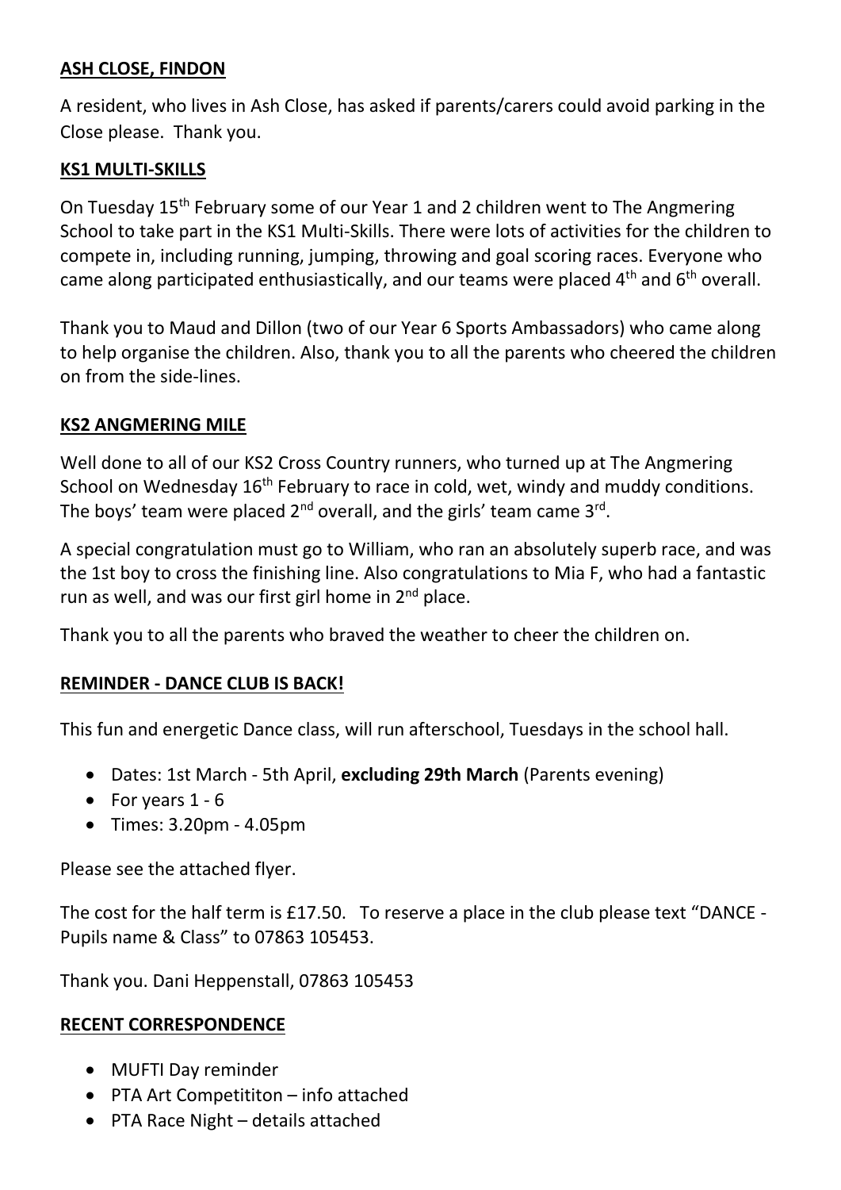## ASH CLOSE, FINDON

A resident, who lives in Ash Close, has asked if parents/carers could avoid parking in the Close please. Thank you.

## KS1 MULTI-SKILLS

On Tuesday 15th February some of our Year 1 and 2 children went to The Angmering School to take part in the KS1 Multi-Skills. There were lots of activities for the children to compete in, including running, jumping, throwing and goal scoring races. Everyone who came along participated enthusiastically, and our teams were placed 4th and 6th overall.

Thank you to Maud and Dillon (two of our Year 6 Sports Ambassadors) who came along to help organise the children. Also, thank you to all the parents who cheered the children on from the side-lines.

## KS2 ANGMERING MILE

Well done to all of our KS2 Cross Country runners, who turned up at The Angmering School on Wednesday 16th February to race in cold, wet, windy and muddy conditions. The boys' team were placed 2nd overall, and the girls' team came 3rd.

A special congratulation must go to William, who ran an absolutely superb race, and was the 1st boy to cross the finishing line. Also congratulations to Mia F, who had a fantastic run as well, and was our first girl home in 2nd place.

Thank you to all the parents who braved the weather to cheer the children on.

## REMINDER - DANCE CLUB IS BACK!

This fun and energetic Dance class, will run afterschool, Tuesdays in the school hall.

- Dates: 1st March - 5th April, **excluding 29th March** (Parents evening)
- For years 1 - 6
- Times: 3.20pm - 4.05pm

Please see the attached flyer.

The cost for the half term is £17.50. To reserve a place in the club please text "DANCE - Pupils name & Class" to 07863 105453.

Thank you. Dani Heppenstall, 07863 105453

## RECENT CORRESPONDENCE

- MUFTI Day reminder
- PTA Art Competititon – info attached
- PTA Race Night – details attached